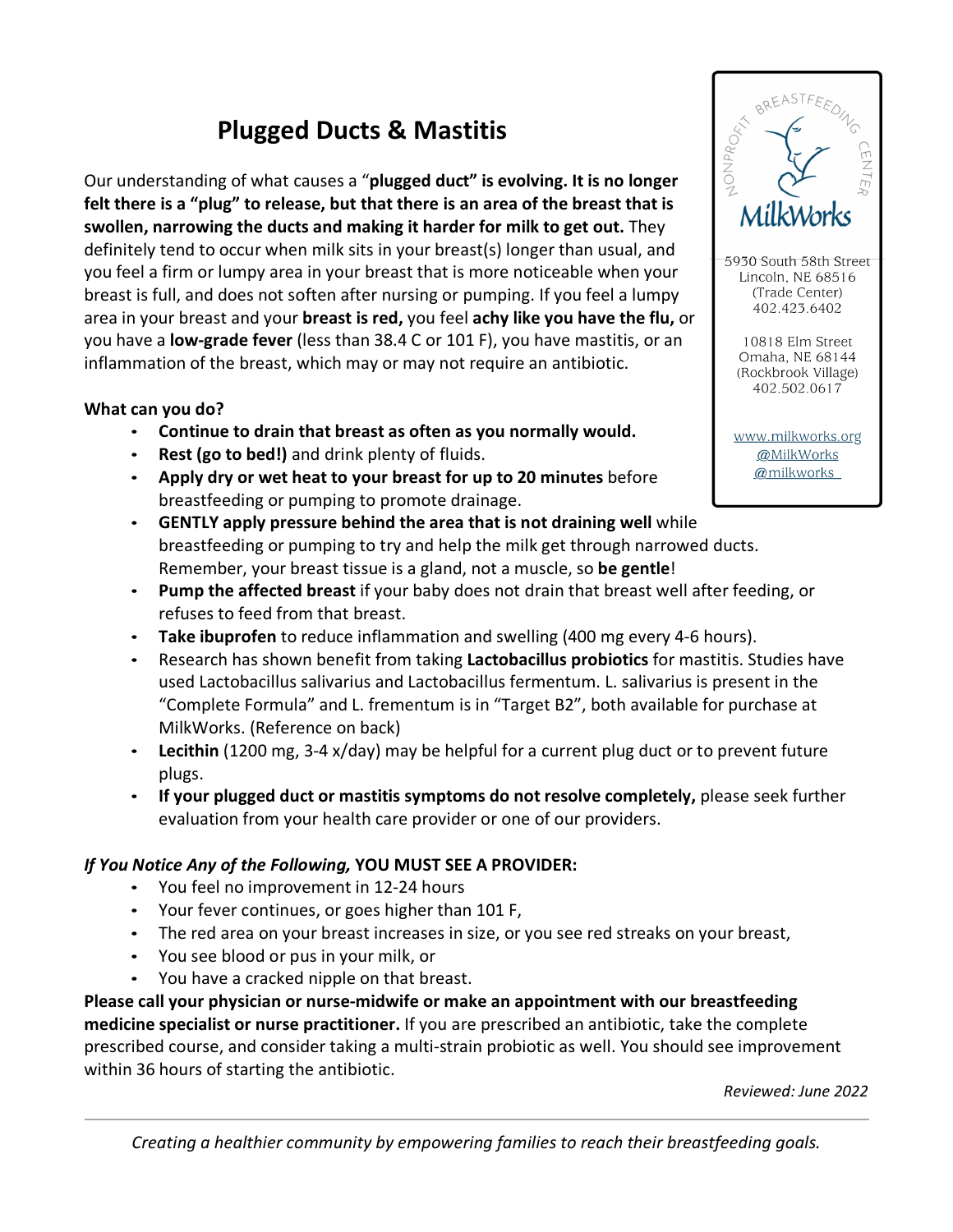# Plugged Ducts & Mastitis

Our understanding of what causes a "**plugged duct" is evolving. It is no longer felt there is a "plug" to release, but that there is an area of the breast that is swollen, narrowing the ducts and making it harder for milk to get out.** They definitely tend to occur when milk sits in your breast(s) longer than usual, and you feel a firm or lumpy area in your breast that is more noticeable when your breast is full, and does not soften after nursing or pumping. If you feel a lumpy area in your breast and your **breast is red,** you feel **achy like you have the flu,** or you have a **low-grade fever** (less than 38.4 C or 101 F), you have mastitis, or an inflammation of the breast, which may or may not require an antibiotic.

NONPROFIT BREASTFEEDING CENTER
MilkWorks

5930 South 58th Street
Lincoln, NE 68516
(Trade Center)
402.423.6402

10818 Elm Street
Omaha, NE 68144
(Rockbrook Village)
402.502.0617

www.milkworks.org
@MilkWorks
@milkworks

**What can you do?**

- **Continue to drain that breast as often as you normally would.**
- **Rest (go to bed!)** and drink plenty of fluids.
- **Apply dry or wet heat to your breast for up to 20 minutes** before breastfeeding or pumping to promote drainage.
- **GENTLY apply pressure behind the area that is not draining well** while breastfeeding or pumping to try and help the milk get through narrowed ducts. Remember, your breast tissue is a gland, not a muscle, so **be gentle**!
- **Pump the affected breast** if your baby does not drain that breast well after feeding, or refuses to feed from that breast.
- **Take ibuprofen** to reduce inflammation and swelling (400 mg every 4-6 hours).
- Research has shown benefit from taking **Lactobacillus probiotics** for mastitis. Studies have used Lactobacillus salivarius and Lactobacillus fermentum. L. salivarius is present in the "Complete Formula" and L. frementum is in "Target B2", both available for purchase at MilkWorks. (Reference on back)
- **Lecithin** (1200 mg, 3-4 x/day) may be helpful for a current plug duct or to prevent future plugs.
- **If your plugged duct or mastitis symptoms do not resolve completely,** please seek further evaluation from your health care provider or one of our providers.

***If You Notice Any of the Following,*** **YOU MUST SEE A PROVIDER:**

- You feel no improvement in 12-24 hours
- Your fever continues, or goes higher than 101 F,
- The red area on your breast increases in size, or you see red streaks on your breast,
- You see blood or pus in your milk, or
- You have a cracked nipple on that breast.

**Please call your physician or nurse-midwife or make an appointment with our breastfeeding medicine specialist or nurse practitioner.** If you are prescribed an antibiotic, take the complete prescribed course, and consider taking a multi-strain probiotic as well. You should see improvement within 36 hours of starting the antibiotic.

*Reviewed: June 2022*

*Creating a healthier community by empowering families to reach their breastfeeding goals.*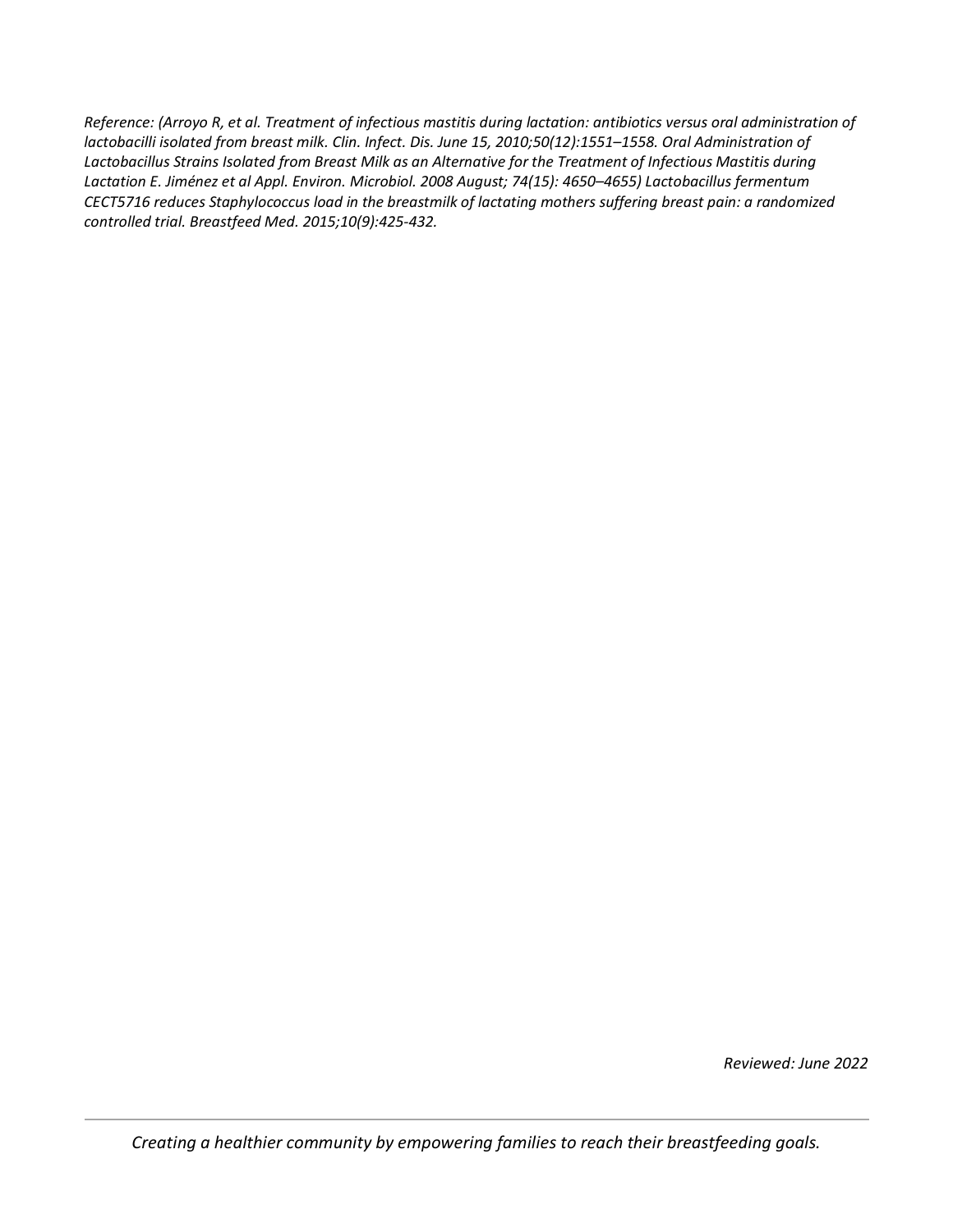*Reference: (Arroyo R, et al. Treatment of infectious mastitis during lactation: antibiotics versus oral administration of lactobacilli isolated from breast milk. Clin. Infect. Dis. June 15, 2010;50(12):1551–1558. Oral Administration of Lactobacillus Strains Isolated from Breast Milk as an Alternative for the Treatment of Infectious Mastitis during Lactation E. Jiménez et al Appl. Environ. Microbiol. 2008 August; 74(15): 4650–4655) Lactobacillus fermentum CECT5716 reduces Staphylococcus load in the breastmilk of lactating mothers suffering breast pain: a randomized controlled trial. Breastfeed Med. 2015;10(9):425-432.*

*Reviewed: June 2022*

---

*Creating a healthier community by empowering families to reach their breastfeeding goals.*